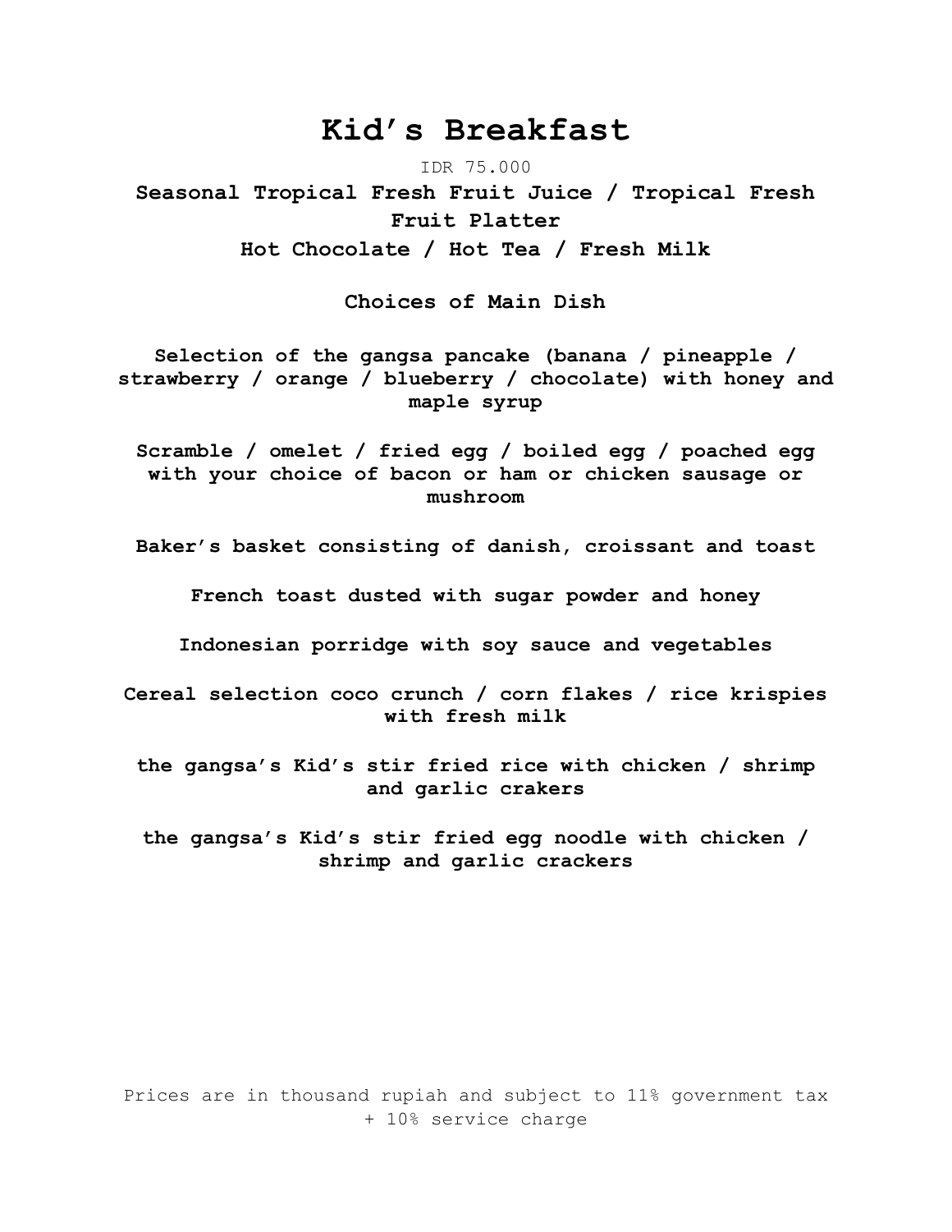# Kid's Breakfast

IDR 75.000

**Seasonal Tropical Fresh Fruit Juice / Tropical Fresh Fruit Platter**

**Hot Chocolate / Hot Tea / Fresh Milk**

**Choices of Main Dish**

**Selection of the gangsa pancake (banana / pineapple / strawberry / orange / blueberry / chocolate) with honey and maple syrup**

**Scramble / omelet / fried egg / boiled egg / poached egg with your choice of bacon or ham or chicken sausage or mushroom**

**Baker's basket consisting of danish, croissant and toast**

**French toast dusted with sugar powder and honey**

**Indonesian porridge with soy sauce and vegetables**

**Cereal selection coco crunch / corn flakes / rice krispies with fresh milk**

**the gangsa's Kid's stir fried rice with chicken / shrimp and garlic crakers**

**the gangsa's Kid's stir fried egg noodle with chicken / shrimp and garlic crackers**

Prices are in thousand rupiah and subject to 11% government tax + 10% service charge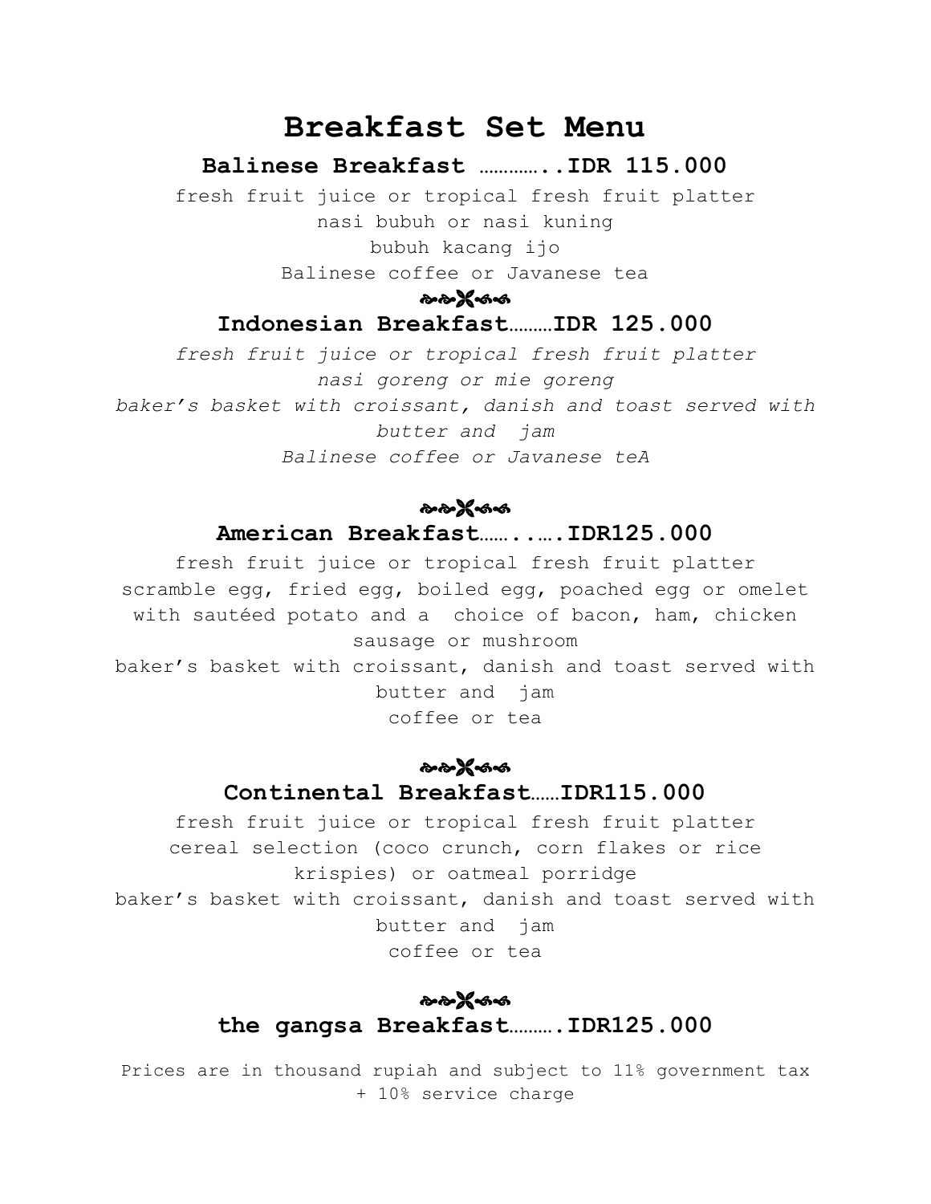# Breakfast Set Menu

## Balinese Breakfast …………..IDR 115.000

fresh fruit juice or tropical fresh fruit platter
nasi bubuh or nasi kuning
bubuh kacang ijo
Balinese coffee or Javanese tea

## Indonesian Breakfast………IDR 125.000

*fresh fruit juice or tropical fresh fruit platter*
*nasi goreng or mie goreng*
*baker's basket with croissant, danish and toast served with butter and jam*
*Balinese coffee or Javanese teA*

## American Breakfast…….….IDR125.000

fresh fruit juice or tropical fresh fruit platter
scramble egg, fried egg, boiled egg, poached egg or omelet with sautéed potato and a choice of bacon, ham, chicken sausage or mushroom
baker's basket with croissant, danish and toast served with butter and jam
coffee or tea

## Continental Breakfast……IDR115.000

fresh fruit juice or tropical fresh fruit platter
cereal selection (coco crunch, corn flakes or rice krispies) or oatmeal porridge
baker's basket with croissant, danish and toast served with butter and jam
coffee or tea

## the gangsa Breakfast……….IDR125.000

Prices are in thousand rupiah and subject to 11% government tax + 10% service charge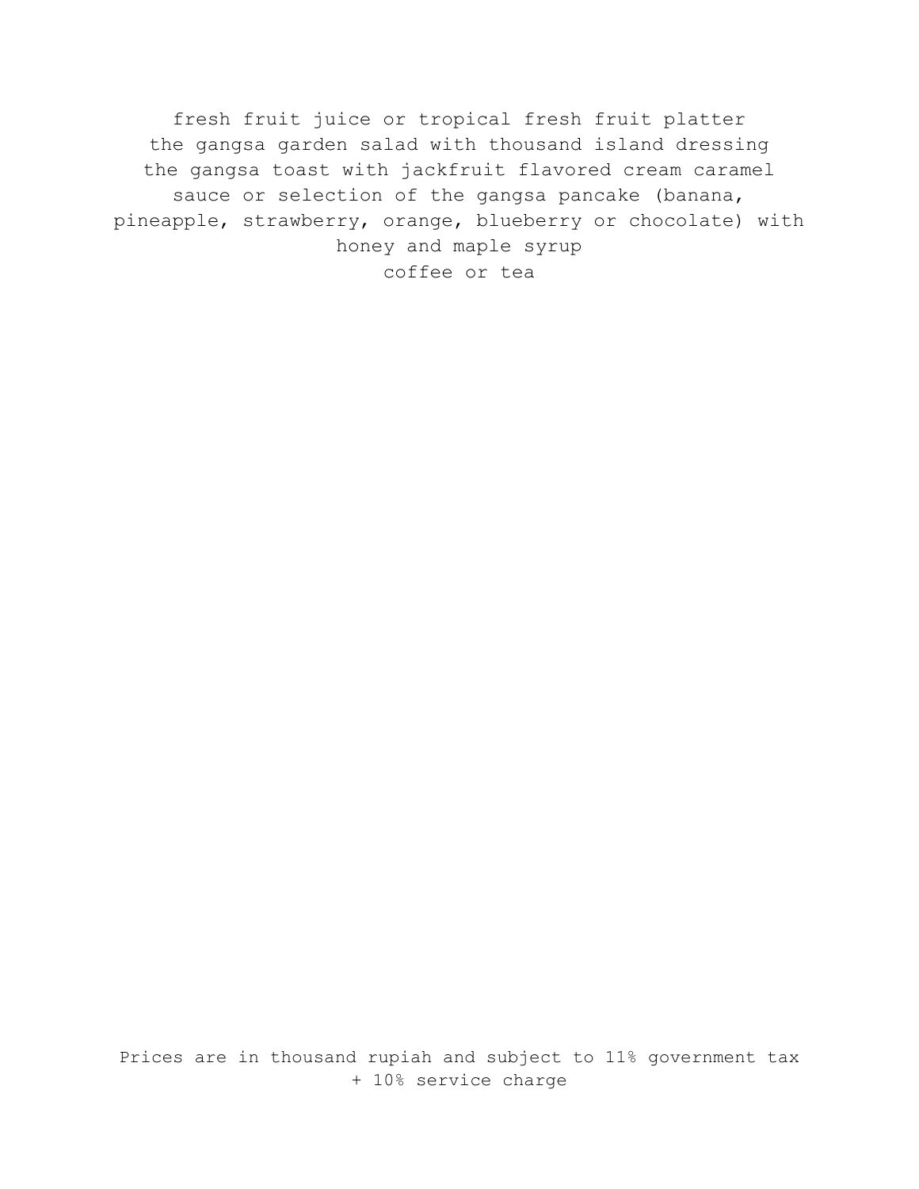fresh fruit juice or tropical fresh fruit platter
the gangsa garden salad with thousand island dressing
the gangsa toast with jackfruit flavored cream caramel sauce or selection of the gangsa pancake (banana, pineapple, strawberry, orange, blueberry or chocolate) with honey and maple syrup
coffee or tea

Prices are in thousand rupiah and subject to 11% government tax + 10% service charge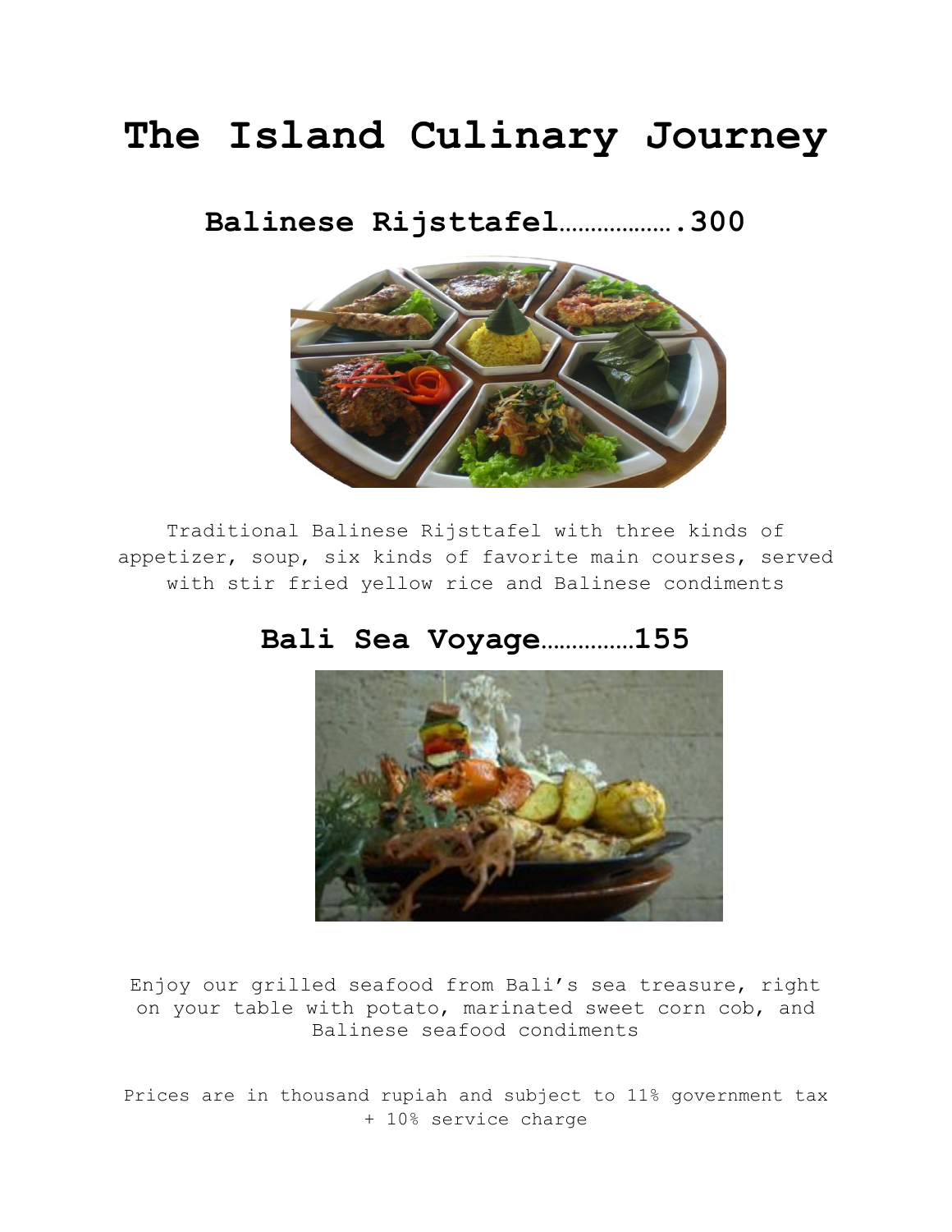# The Island Culinary Journey

## Balinese Rijsttafel……………….300

Traditional Balinese Rijsttafel with three kinds of appetizer, soup, six kinds of favorite main courses, served with stir fried yellow rice and Balinese condiments

## Bali Sea Voyage……………155

Enjoy our grilled seafood from Bali's sea treasure, right on your table with potato, marinated sweet corn cob, and Balinese seafood condiments

Prices are in thousand rupiah and subject to 11% government tax + 10% service charge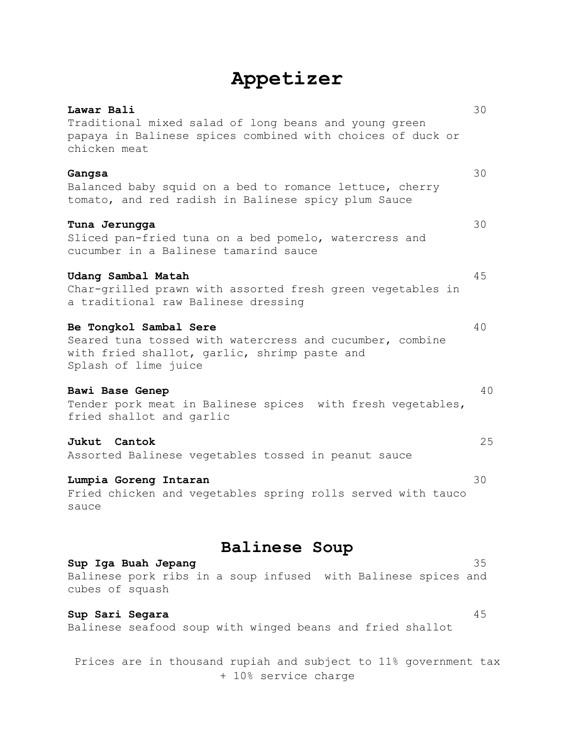# Appetizer

**Lawar Bali** 30
Traditional mixed salad of long beans and young green papaya in Balinese spices combined with choices of duck or chicken meat

**Gangsa** 30
Balanced baby squid on a bed to romance lettuce, cherry tomato, and red radish in Balinese spicy plum Sauce

**Tuna Jerungga** 30
Sliced pan-fried tuna on a bed pomelo, watercress and cucumber in a Balinese tamarind sauce

**Udang Sambal Matah** 45
Char-grilled prawn with assorted fresh green vegetables in a traditional raw Balinese dressing

**Be Tongkol Sambal Sere** 40
Seared tuna tossed with watercress and cucumber, combine with fried shallot, garlic, shrimp paste and Splash of lime juice

**Bawi Base Genep** 40
Tender pork meat in Balinese spices with fresh vegetables, fried shallot and garlic

**Jukut Cantok** 25
Assorted Balinese vegetables tossed in peanut sauce

**Lumpia Goreng Intaran** 30
Fried chicken and vegetables spring rolls served with tauco sauce

# Balinese Soup

**Sup Iga Buah Jepang** 35
Balinese pork ribs in a soup infused with Balinese spices and cubes of squash

**Sup Sari Segara** 45
Balinese seafood soup with winged beans and fried shallot

Prices are in thousand rupiah and subject to 11% government tax + 10% service charge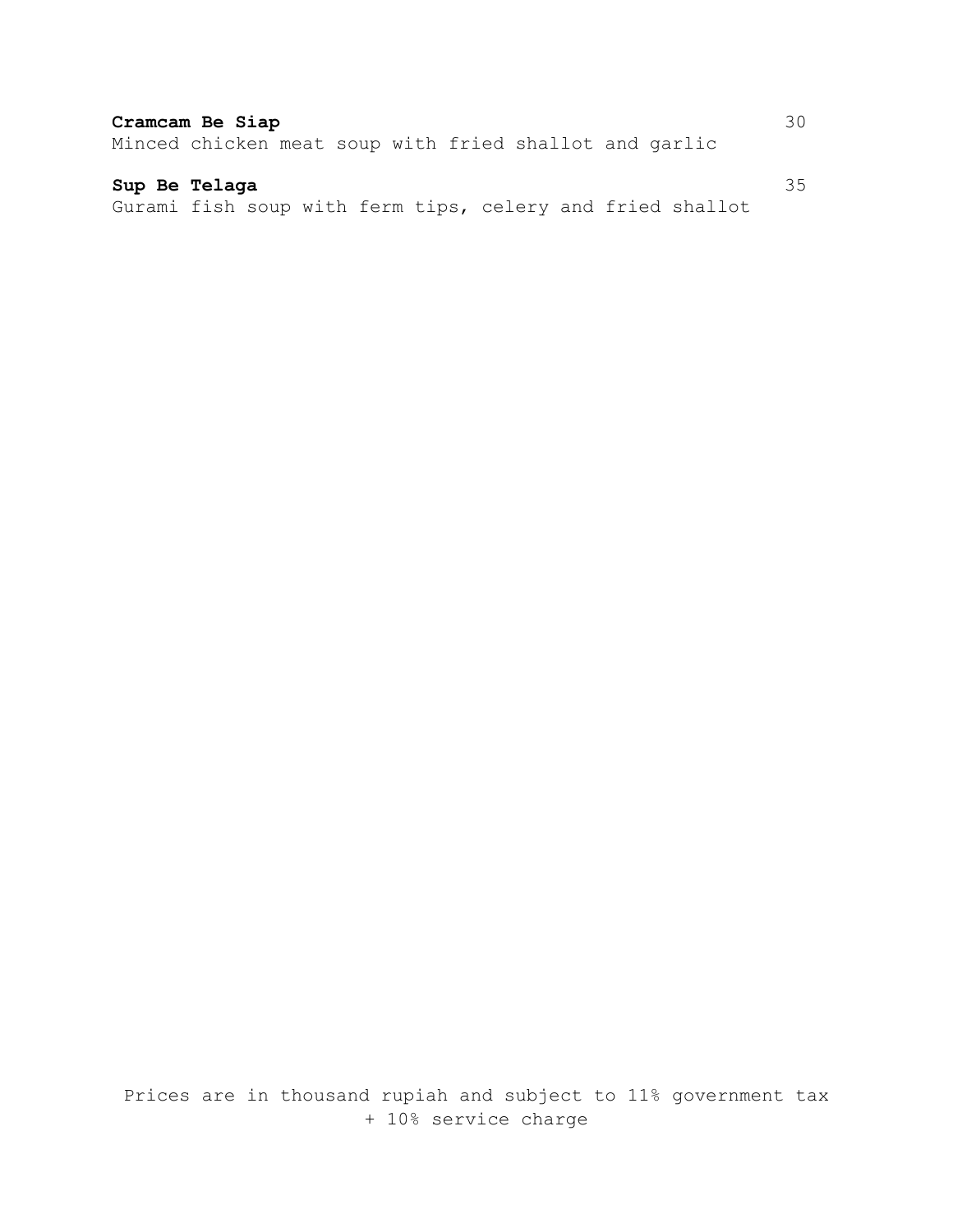**Cramcam Be Siap** 30
Minced chicken meat soup with fried shallot and garlic

**Sup Be Telaga** 35
Gurami fish soup with ferm tips, celery and fried shallot

Prices are in thousand rupiah and subject to 11% government tax + 10% service charge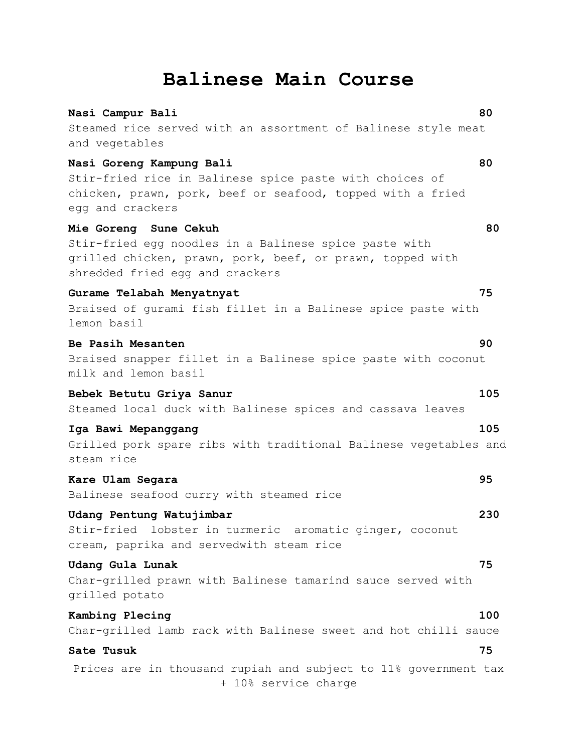# Balinese Main Course

**Nasi Campur Bali** 80
Steamed rice served with an assortment of Balinese style meat and vegetables

**Nasi Goreng Kampung Bali** 80
Stir-fried rice in Balinese spice paste with choices of chicken, prawn, pork, beef or seafood, topped with a fried egg and crackers

**Mie Goreng  Sune Cekuh** 80
Stir-fried egg noodles in a Balinese spice paste with grilled chicken, prawn, pork, beef, or prawn, topped with shredded fried egg and crackers

**Gurame Telabah Menyatnyat** 75
Braised of gurami fish fillet in a Balinese spice paste with lemon basil

**Be Pasih Mesanten** 90
Braised snapper fillet in a Balinese spice paste with coconut milk and lemon basil

**Bebek Betutu Griya Sanur** 105
Steamed local duck with Balinese spices and cassava leaves

**Iga Bawi Mepanggang** 105
Grilled pork spare ribs with traditional Balinese vegetables and steam rice

**Kare Ulam Segara** 95
Balinese seafood curry with steamed rice

**Udang Pentung Watujimbar** 230
Stir-fried  lobster in turmeric  aromatic ginger, coconut cream, paprika and servedwith steam rice

**Udang Gula Lunak** 75
Char-grilled prawn with Balinese tamarind sauce served with grilled potato

**Kambing Plecing** 100
Char-grilled lamb rack with Balinese sweet and hot chilli sauce

**Sate Tusuk** 75

Prices are in thousand rupiah and subject to 11% government tax + 10% service charge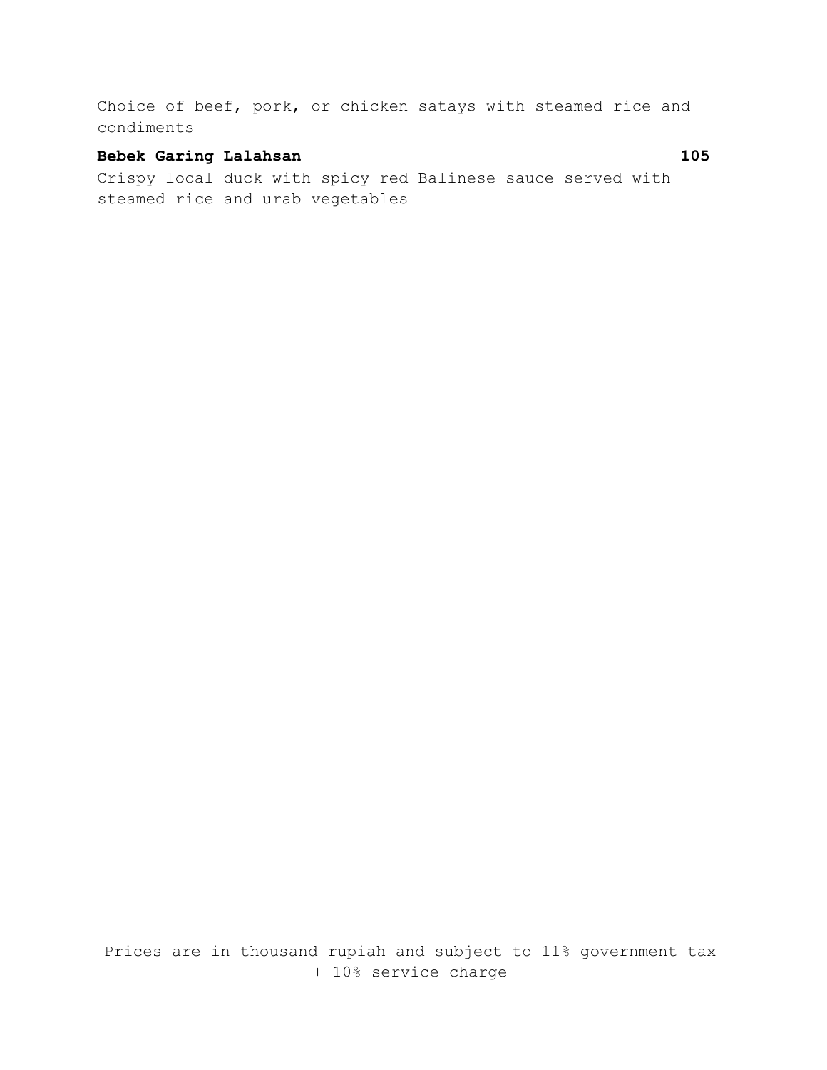Choice of beef, pork, or chicken satays with steamed rice and condiments

**Bebek Garing Lalahsan** **105**

Crispy local duck with spicy red Balinese sauce served with steamed rice and urab vegetables

Prices are in thousand rupiah and subject to 11% government tax + 10% service charge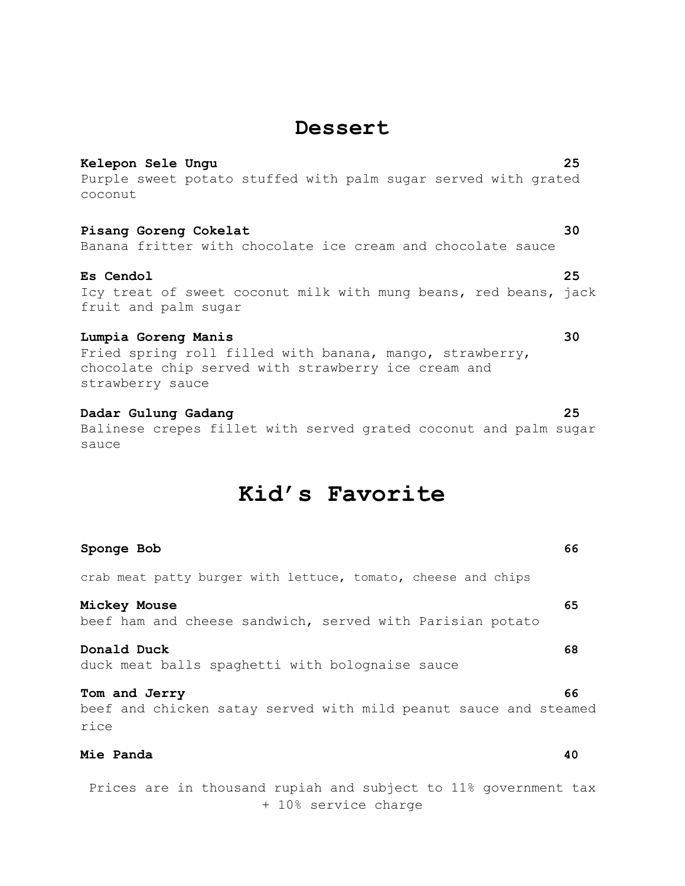## Dessert

**Kelepon Sele Ungu** **25**
Purple sweet potato stuffed with palm sugar served with grated coconut

**Pisang Goreng Cokelat** **30**
Banana fritter with chocolate ice cream and chocolate sauce

**Es Cendol** **25**
Icy treat of sweet coconut milk with mung beans, red beans, jack fruit and palm sugar

**Lumpia Goreng Manis** **30**
Fried spring roll filled with banana, mango, strawberry, chocolate chip served with strawberry ice cream and strawberry sauce

**Dadar Gulung Gadang** **25**
Balinese crepes fillet with served grated coconut and palm sugar sauce

## Kid's Favorite

**Sponge Bob** **66**

crab meat patty burger with lettuce, tomato, cheese and chips

**Mickey Mouse** **65**
beef ham and cheese sandwich, served with Parisian potato

**Donald Duck** **68**
duck meat balls spaghetti with bolognaise sauce

**Tom and Jerry** **66**
beef and chicken satay served with mild peanut sauce and steamed rice

**Mie Panda** **40**

Prices are in thousand rupiah and subject to 11% government tax + 10% service charge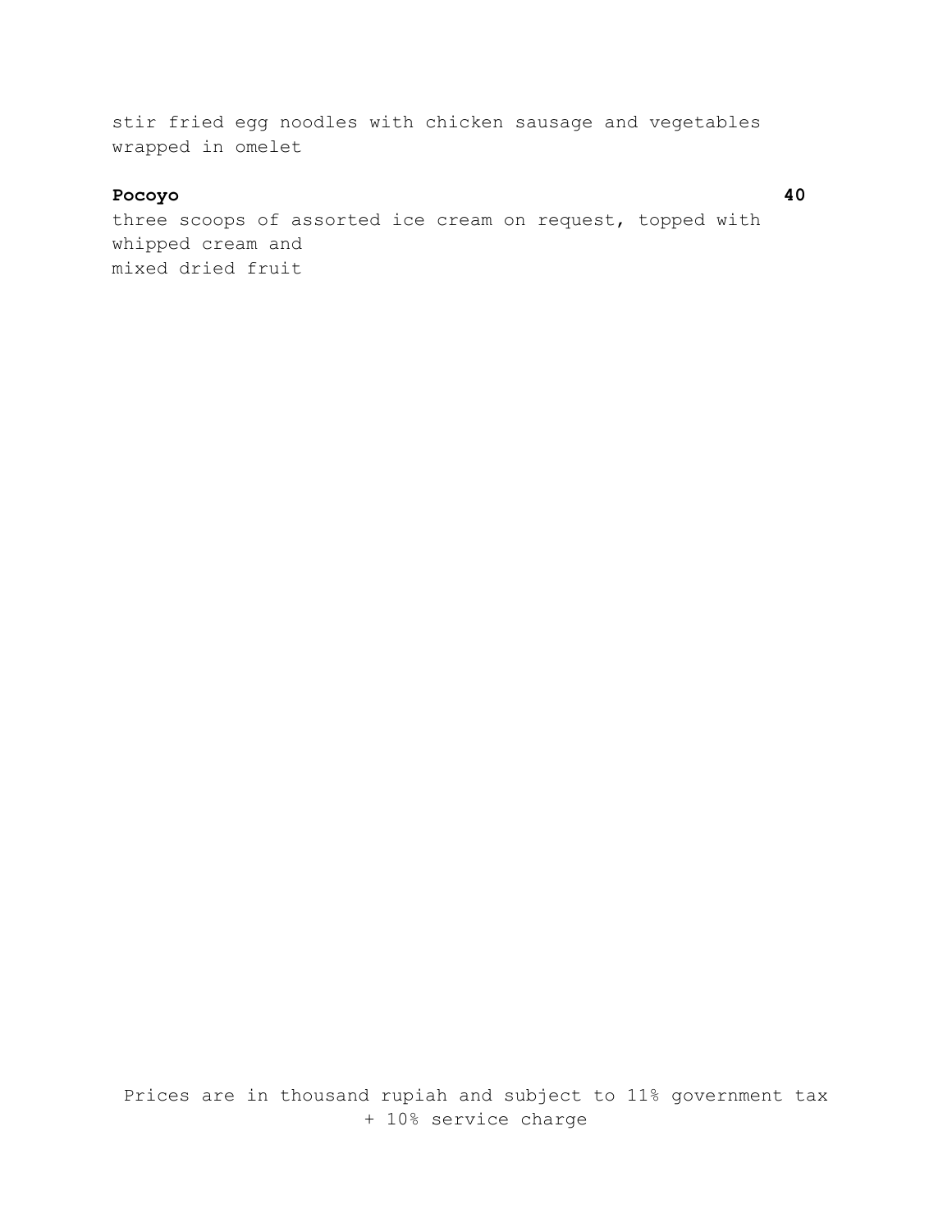stir fried egg noodles with chicken sausage and vegetables wrapped in omelet

**Pocoyo** **40**

three scoops of assorted ice cream on request, topped with whipped cream and mixed dried fruit

Prices are in thousand rupiah and subject to 11% government tax + 10% service charge